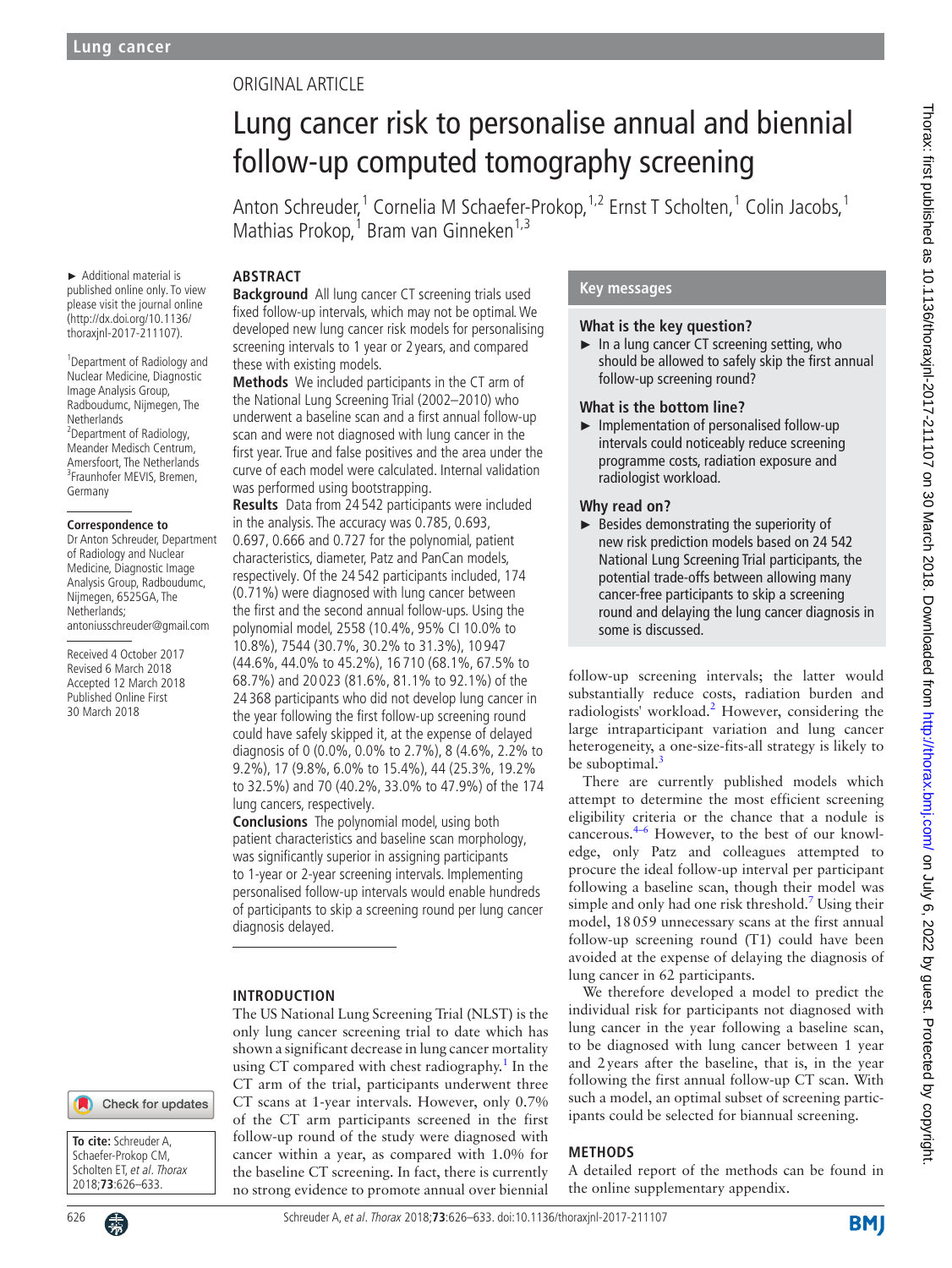ORIGINAL ARTICLE

# Lung cancer risk to personalise annual and biennial follow-up computed tomography screening

Anton Schreuder,[1] Cornelia M Schaefer-Prokop,[1,2] Ernst T Scholten,[1] Colin Jacobs,[1] Mathias Prokop,[1] Bram van Ginneken[1,3]

► Additional material is published online only. To view please visit the journal online (http://dx.doi.org/10.1136/thoraxjnl-2017-211107).

[1]Department of Radiology and Nuclear Medicine, Diagnostic Image Analysis Group, Radboudumc, Nijmegen, The Netherlands
[2]Department of Radiology, Meander Medisch Centrum, Amersfoort, The Netherlands
[3]Fraunhofer MEVIS, Bremen, Germany

**Correspondence to**
Dr Anton Schreuder, Department of Radiology and Nuclear Medicine, Diagnostic Image Analysis Group, Radboudumc, Nijmegen, 6525GA, The Netherlands; antoniusschreuder@gmail.com

Received 4 October 2017
Revised 6 March 2018
Accepted 12 March 2018
Published Online First 30 March 2018

## ABSTRACT

**Background** All lung cancer CT screening trials used fixed follow-up intervals, which may not be optimal. We developed new lung cancer risk models for personalising screening intervals to 1 year or 2 years, and compared these with existing models.

**Methods** We included participants in the CT arm of the National Lung Screening Trial (2002–2010) who underwent a baseline scan and a first annual follow-up scan and were not diagnosed with lung cancer in the first year. True and false positives and the area under the curve of each model were calculated. Internal validation was performed using bootstrapping.

**Results** Data from 24 542 participants were included in the analysis. The accuracy was 0.785, 0.693, 0.697, 0.666 and 0.727 for the polynomial, patient characteristics, diameter, Patz and PanCan models, respectively. Of the 24 542 participants included, 174 (0.71%) were diagnosed with lung cancer between the first and the second annual follow-ups. Using the polynomial model, 2558 (10.4%, 95% CI 10.0% to 10.8%), 7544 (30.7%, 30.2% to 31.3%), 10 947 (44.6%, 44.0% to 45.2%), 16 710 (68.1%, 67.5% to 68.7%) and 20 023 (81.6%, 81.1% to 92.1%) of the 24 368 participants who did not develop lung cancer in the year following the first follow-up screening round could have safely skipped it, at the expense of delayed diagnosis of 0 (0.0%, 0.0% to 2.7%), 8 (4.6%, 2.2% to 9.2%), 17 (9.8%, 6.0% to 15.4%), 44 (25.3%, 19.2% to 32.5%) and 70 (40.2%, 33.0% to 47.9%) of the 174 lung cancers, respectively.

**Conclusions** The polynomial model, using both patient characteristics and baseline scan morphology, was significantly superior in assigning participants to 1-year or 2-year screening intervals. Implementing personalised follow-up intervals would enable hundreds of participants to skip a screening round per lung cancer diagnosis delayed.

## Key messages

### What is the key question?

► In a lung cancer CT screening setting, who should be allowed to safely skip the first annual follow-up screening round?

### What is the bottom line?

► Implementation of personalised follow-up intervals could noticeably reduce screening programme costs, radiation exposure and radiologist workload.

### Why read on?

► Besides demonstrating the superiority of new risk prediction models based on 24 542 National Lung Screening Trial participants, the potential trade-offs between allowing many cancer-free participants to skip a screening round and delaying the lung cancer diagnosis in some is discussed.

## INTRODUCTION

The US National Lung Screening Trial (NLST) is the only lung cancer screening trial to date which has shown a significant decrease in lung cancer mortality using CT compared with chest radiography.[1] In the CT arm of the trial, participants underwent three CT scans at 1-year intervals. However, only 0.7% of the CT arm participants screened in the first follow-up round of the study were diagnosed with cancer within a year, as compared with 1.0% for the baseline CT screening. In fact, there is currently no strong evidence to promote annual over biennial follow-up screening intervals; the latter would substantially reduce costs, radiation burden and radiologists' workload.[2] However, considering the large intraparticipant variation and lung cancer heterogeneity, a one-size-fits-all strategy is likely to be suboptimal.[3]

There are currently published models which attempt to determine the most efficient screening eligibility criteria or the chance that a nodule is cancerous.[4–6] However, to the best of our knowledge, only Patz and colleagues attempted to procure the ideal follow-up interval per participant following a baseline scan, though their model was simple and only had one risk threshold.[7] Using their model, 18 059 unnecessary scans at the first annual follow-up screening round (T1) could have been avoided at the expense of delaying the diagnosis of lung cancer in 62 participants.

We therefore developed a model to predict the individual risk for participants not diagnosed with lung cancer in the year following a baseline scan, to be diagnosed with lung cancer between 1 year and 2 years after the baseline, that is, in the year following the first annual follow-up CT scan. With such a model, an optimal subset of screening participants could be selected for biannual screening.

## METHODS

A detailed report of the methods can be found in the online supplementary appendix.

To cite: Schreuder A, Schaefer-Prokop CM, Scholten ET, et al. Thorax 2018;73:626–633.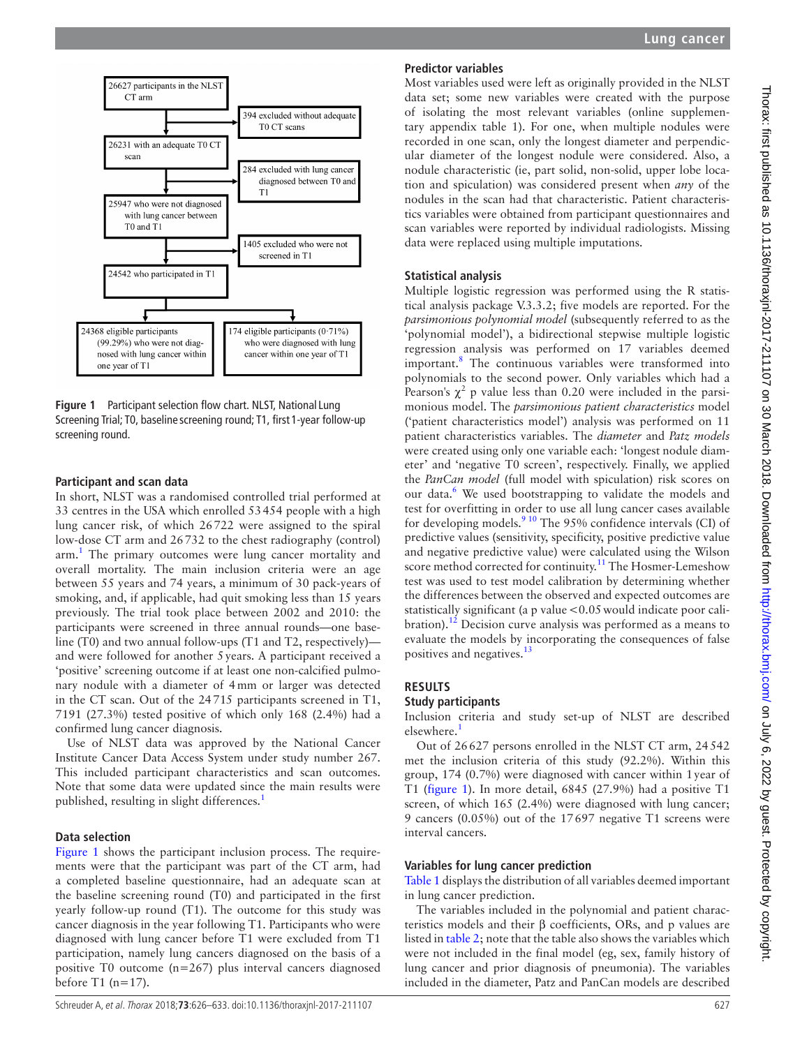26627 participants in the NLST CT arm

394 excluded without adequate T0 CT scans

26231 with an adequate T0 CT scan

284 excluded with lung cancer diagnosed between T0 and T1

25947 who were not diagnosed with lung cancer between T0 and T1

1405 excluded who were not screened in T1

24542 who participated in T1

24368 eligible participants (99.29%) who were not diagnosed with lung cancer within one year of T1

174 eligible participants (0·71%) who were diagnosed with lung cancer within one year of T1

**Figure 1** Participant selection flow chart. NLST, National Lung Screening Trial; T0, baseline screening round; T1, first 1-year follow-up screening round.

### Participant and scan data

In short, NLST was a randomised controlled trial performed at 33 centres in the USA which enrolled 53 454 people with a high lung cancer risk, of which 26 722 were assigned to the spiral low-dose CT arm and 26 732 to the chest radiography (control) arm.[1] The primary outcomes were lung cancer mortality and overall mortality. The main inclusion criteria were an age between 55 years and 74 years, a minimum of 30 pack-years of smoking, and, if applicable, had quit smoking less than 15 years previously. The trial took place between 2002 and 2010: the participants were screened in three annual rounds—one baseline (T0) and two annual follow-ups (T1 and T2, respectively)—and were followed for another 5 years. A participant received a 'positive' screening outcome if at least one non-calcified pulmonary nodule with a diameter of 4 mm or larger was detected in the CT scan. Out of the 24 715 participants screened in T1, 7191 (27.3%) tested positive of which only 168 (2.4%) had a confirmed lung cancer diagnosis.

Use of NLST data was approved by the National Cancer Institute Cancer Data Access System under study number 267. This included participant characteristics and scan outcomes. Note that some data were updated since the main results were published, resulting in slight differences.[1]

### Data selection

Figure 1 shows the participant inclusion process. The requirements were that the participant was part of the CT arm, had a completed baseline questionnaire, had an adequate scan at the baseline screening round (T0) and participated in the first yearly follow-up round (T1). The outcome for this study was cancer diagnosis in the year following T1. Participants who were diagnosed with lung cancer before T1 were excluded from T1 participation, namely lung cancers diagnosed on the basis of a positive T0 outcome (n=267) plus interval cancers diagnosed before T1 (n=17).

### Predictor variables

Most variables used were left as originally provided in the NLST data set; some new variables were created with the purpose of isolating the most relevant variables (online supplementary appendix table 1). For one, when multiple nodules were recorded in one scan, only the longest diameter and perpendicular diameter of the longest nodule were considered. Also, a nodule characteristic (ie, part solid, non-solid, upper lobe location and spiculation) was considered present when *any* of the nodules in the scan had that characteristic. Patient characteristics variables were obtained from participant questionnaires and scan variables were reported by individual radiologists. Missing data were replaced using multiple imputations.

### Statistical analysis

Multiple logistic regression was performed using the R statistical analysis package V.3.3.2; five models are reported. For the *parsimonious polynomial model* (subsequently referred to as the 'polynomial model'), a bidirectional stepwise multiple logistic regression analysis was performed on 17 variables deemed important.[8] The continuous variables were transformed into polynomials to the second power. Only variables with a Pearson's $\chi^2$ p value less than 0.20 were included in the parsimonious model. The *parsimonious patient characteristics* model ('patient characteristics model') analysis was performed on 11 patient characteristics variables. The *diameter* and *Patz models* were created using only one variable each: 'longest nodule diameter' and 'negative T0 screen', respectively. Finally, we applied the *PanCan model* (full model with spiculation) risk scores on our data.[6] We used bootstrapping to validate the models and test for overfitting in order to use all lung cancer cases available for developing models.[9,10] The 95% confidence intervals (CI) of predictive values (sensitivity, specificity, positive predictive value and negative predictive value) were calculated using the Wilson score method corrected for continuity.[11] The Hosmer-Lemeshow test was used to test model calibration by determining whether the differences between the observed and expected outcomes are statistically significant (a p value <0.05 would indicate poor calibration).[12] Decision curve analysis was performed as a means to evaluate the models by incorporating the consequences of false positives and negatives.[13]

## RESULTS

### Study participants

Inclusion criteria and study set-up of NLST are described elsewhere.[1]

Out of 26 627 persons enrolled in the NLST CT arm, 24 542 met the inclusion criteria of this study (92.2%). Within this group, 174 (0.7%) were diagnosed with cancer within 1 year of T1 (figure 1). In more detail, 6845 (27.9%) had a positive T1 screen, of which 165 (2.4%) were diagnosed with lung cancer; 9 cancers (0.05%) out of the 17 697 negative T1 screens were interval cancers.

### Variables for lung cancer prediction

Table 1 displays the distribution of all variables deemed important in lung cancer prediction.

The variables included in the polynomial and patient characteristics models and their β coefficients, ORs, and p values are listed in table 2; note that the table also shows the variables which were not included in the final model (eg, sex, family history of lung cancer and prior diagnosis of pneumonia). The variables included in the diameter, Patz and PanCan models are described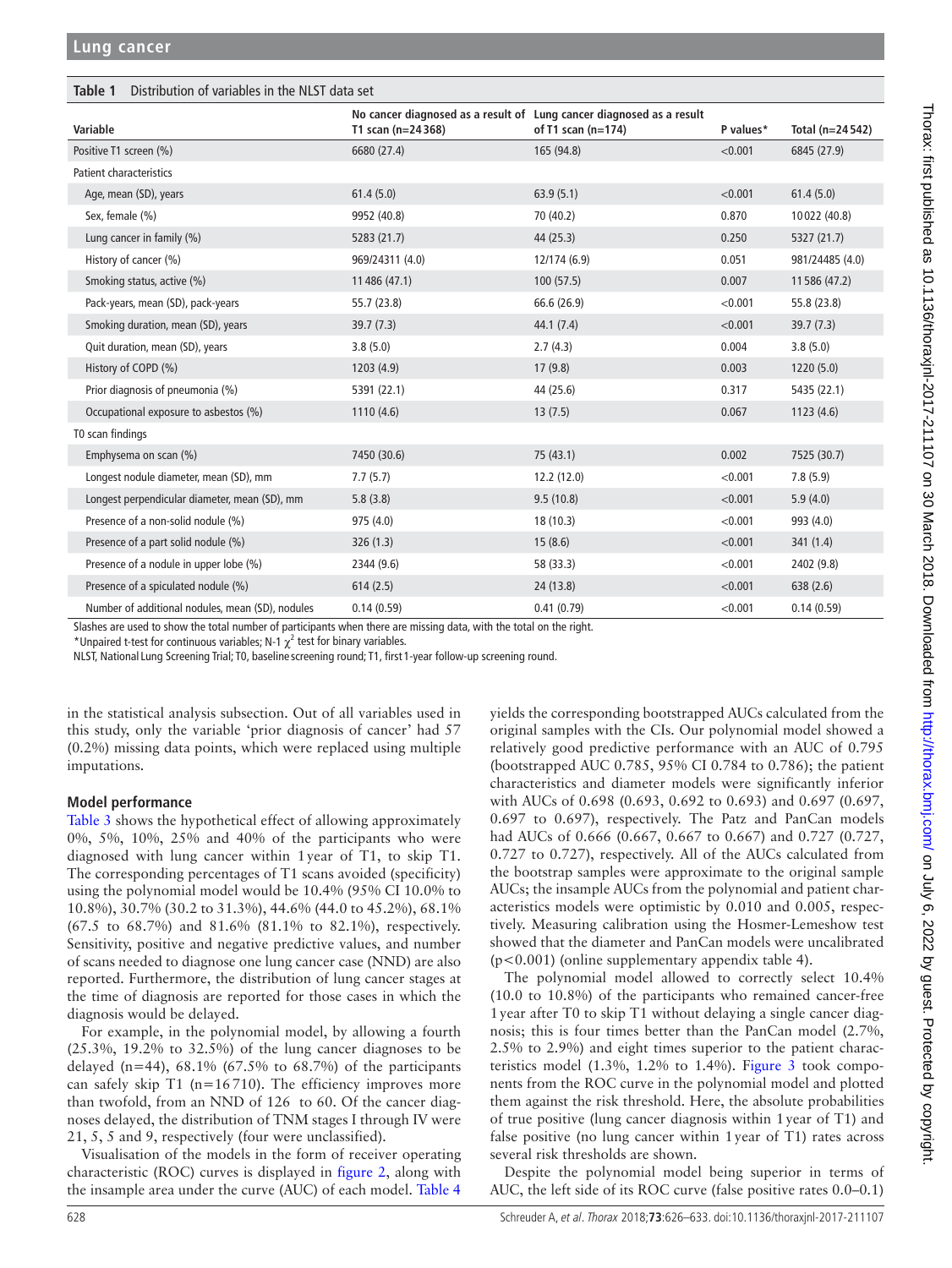**Table 1** Distribution of variables in the NLST data set

| Variable | No cancer diagnosed as a result of T1 scan (n=24 368) | Lung cancer diagnosed as a result of T1 scan (n=174) | P values* | Total (n=24 542) |
|---|---|---|---|---|
| Positive T1 screen (%) | 6680 (27.4) | 165 (94.8) | <0.001 | 6845 (27.9) |
| Patient characteristics | | | | |
| Age, mean (SD), years | 61.4 (5.0) | 63.9 (5.1) | <0.001 | 61.4 (5.0) |
| Sex, female (%) | 9952 (40.8) | 70 (40.2) | 0.870 | 10 022 (40.8) |
| Lung cancer in family (%) | 5283 (21.7) | 44 (25.3) | 0.250 | 5327 (21.7) |
| History of cancer (%) | 969/24311 (4.0) | 12/174 (6.9) | 0.051 | 981/24485 (4.0) |
| Smoking status, active (%) | 11 486 (47.1) | 100 (57.5) | 0.007 | 11 586 (47.2) |
| Pack-years, mean (SD), pack-years | 55.7 (23.8) | 66.6 (26.9) | <0.001 | 55.8 (23.8) |
| Smoking duration, mean (SD), years | 39.7 (7.3) | 44.1 (7.4) | <0.001 | 39.7 (7.3) |
| Quit duration, mean (SD), years | 3.8 (5.0) | 2.7 (4.3) | 0.004 | 3.8 (5.0) |
| History of COPD (%) | 1203 (4.9) | 17 (9.8) | 0.003 | 1220 (5.0) |
| Prior diagnosis of pneumonia (%) | 5391 (22.1) | 44 (25.6) | 0.317 | 5435 (22.1) |
| Occupational exposure to asbestos (%) | 1110 (4.6) | 13 (7.5) | 0.067 | 1123 (4.6) |
| T0 scan findings | | | | |
| Emphysema on scan (%) | 7450 (30.6) | 75 (43.1) | 0.002 | 7525 (30.7) |
| Longest nodule diameter, mean (SD), mm | 7.7 (5.7) | 12.2 (12.0) | <0.001 | 7.8 (5.9) |
| Longest perpendicular diameter, mean (SD), mm | 5.8 (3.8) | 9.5 (10.8) | <0.001 | 5.9 (4.0) |
| Presence of a non-solid nodule (%) | 975 (4.0) | 18 (10.3) | <0.001 | 993 (4.0) |
| Presence of a part solid nodule (%) | 326 (1.3) | 15 (8.6) | <0.001 | 341 (1.4) |
| Presence of a nodule in upper lobe (%) | 2344 (9.6) | 58 (33.3) | <0.001 | 2402 (9.8) |
| Presence of a spiculated nodule (%) | 614 (2.5) | 24 (13.8) | <0.001 | 638 (2.6) |
| Number of additional nodules, mean (SD), nodules | 0.14 (0.59) | 0.41 (0.79) | <0.001 | 0.14 (0.59) |

Slashes are used to show the total number of participants when there are missing data, with the total on the right.

*Unpaired t-test for continuous variables; N-1 $\chi^2$ test for binary variables.

NLST, National Lung Screening Trial; T0, baseline screening round; T1, first 1-year follow-up screening round.

in the statistical analysis subsection. Out of all variables used in this study, only the variable 'prior diagnosis of cancer' had 57 (0.2%) missing data points, which were replaced using multiple imputations.

### Model performance

Table 3 shows the hypothetical effect of allowing approximately 0%, 5%, 10%, 25% and 40% of the participants who were diagnosed with lung cancer within 1 year of T1, to skip T1. The corresponding percentages of T1 scans avoided (specificity) using the polynomial model would be 10.4% (95% CI 10.0% to 10.8%), 30.7% (30.2 to 31.3%), 44.6% (44.0 to 45.2%), 68.1% (67.5 to 68.7%) and 81.6% (81.1% to 82.1%), respectively. Sensitivity, positive and negative predictive values, and number of scans needed to diagnose one lung cancer case (NND) are also reported. Furthermore, the distribution of lung cancer stages at the time of diagnosis are reported for those cases in which the diagnosis would be delayed.

For example, in the polynomial model, by allowing a fourth (25.3%, 19.2% to 32.5%) of the lung cancer diagnoses to be delayed (n=44), 68.1% (67.5% to 68.7%) of the participants can safely skip T1 (n=16 710). The efficiency improves more than twofold, from an NND of 126 to 60. Of the cancer diagnoses delayed, the distribution of TNM stages I through IV were 21, 5, 5 and 9, respectively (four were unclassified).

Visualisation of the models in the form of receiver operating characteristic (ROC) curves is displayed in figure 2, along with the insample area under the curve (AUC) of each model. Table 4 yields the corresponding bootstrapped AUCs calculated from the original samples with the CIs. Our polynomial model showed a relatively good predictive performance with an AUC of 0.795 (bootstrapped AUC 0.785, 95% CI 0.784 to 0.786); the patient characteristics and diameter models were significantly inferior with AUCs of 0.698 (0.693, 0.692 to 0.693) and 0.697 (0.697, 0.697 to 0.697), respectively. The Patz and PanCan models had AUCs of 0.666 (0.667, 0.667 to 0.667) and 0.727 (0.727, 0.727 to 0.727), respectively. All of the AUCs calculated from the bootstrap samples were approximate to the original sample AUCs; the insample AUCs from the polynomial and patient characteristics models were optimistic by 0.010 and 0.005, respectively. Measuring calibration using the Hosmer-Lemeshow test showed that the diameter and PanCan models were uncalibrated ($p<0.001$) (online supplementary appendix table 4).

The polynomial model allowed to correctly select 10.4% (10.0 to 10.8%) of the participants who remained cancer-free 1 year after T0 to skip T1 without delaying a single cancer diagnosis; this is four times better than the PanCan model (2.7%, 2.5% to 2.9%) and eight times superior to the patient characteristics model (1.3%, 1.2% to 1.4%). Figure 3 took components from the ROC curve in the polynomial model and plotted them against the risk threshold. Here, the absolute probabilities of true positive (lung cancer diagnosis within 1 year of T1) and false positive (no lung cancer within 1 year of T1) rates across several risk thresholds are shown.

Despite the polynomial model being superior in terms of AUC, the left side of its ROC curve (false positive rates 0.0–0.1)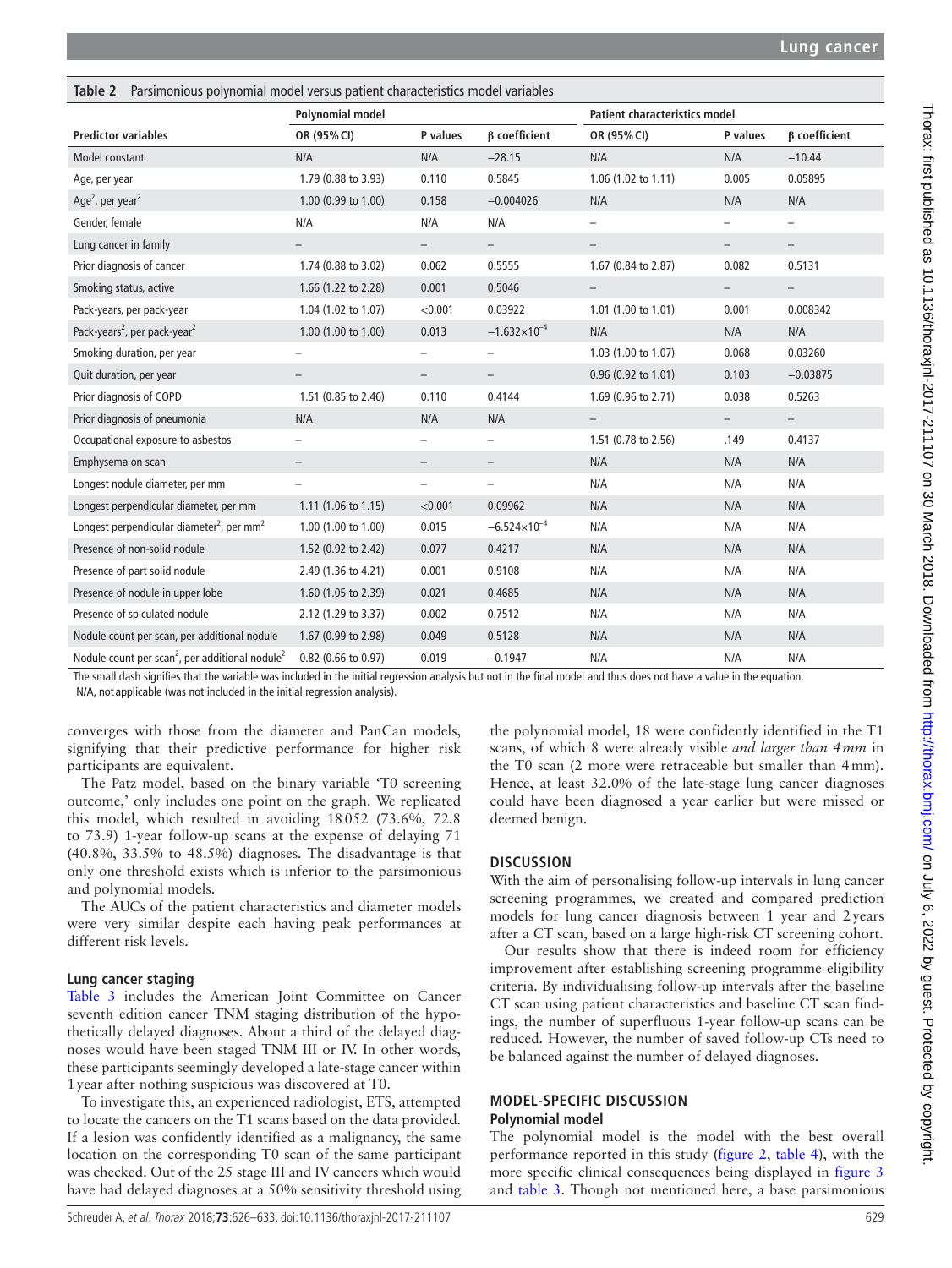**Table 2** Parsimonious polynomial model versus patient characteristics model variables

| | Polynomial model | | | Patient characteristics model | | |
|---|---|---|---|---|---|---|
| **Predictor variables** | **OR (95% CI)** | **P values** | **β coefficient** | **OR (95% CI)** | **P values** | **β coefficient** |
| Model constant | N/A | N/A | −28.15 | N/A | N/A | −10.44 |
| Age, per year | 1.79 (0.88 to 3.93) | 0.110 | 0.5845 | 1.06 (1.02 to 1.11) | 0.005 | 0.05895 |
| $Age^2$, per $year^2$ | 1.00 (0.99 to 1.00) | 0.158 | −0.004026 | N/A | N/A | N/A |
| Gender, female | N/A | N/A | N/A | – | – | – |
| Lung cancer in family | – | – | – | – | – | – |
| Prior diagnosis of cancer | 1.74 (0.88 to 3.02) | 0.062 | 0.5555 | 1.67 (0.84 to 2.87) | 0.082 | 0.5131 |
| Smoking status, active | 1.66 (1.22 to 2.28) | 0.001 | 0.5046 | – | – | – |
| Pack-years, per pack-year | 1.04 (1.02 to 1.07) | <0.001 | 0.03922 | 1.01 (1.00 to 1.01) | 0.001 | 0.008342 |
| $Pack\text{-}years^2$, per $pack\text{-}year^2$ | 1.00 (1.00 to 1.00) | 0.013 | $-1.632{\times}10^{-4}$ | N/A | N/A | N/A |
| Smoking duration, per year | – | – | – | 1.03 (1.00 to 1.07) | 0.068 | 0.03260 |
| Quit duration, per year | – | – | – | 0.96 (0.92 to 1.01) | 0.103 | −0.03875 |
| Prior diagnosis of COPD | 1.51 (0.85 to 2.46) | 0.110 | 0.4144 | 1.69 (0.96 to 2.71) | 0.038 | 0.5263 |
| Prior diagnosis of pneumonia | N/A | N/A | N/A | – | – | – |
| Occupational exposure to asbestos | – | – | – | 1.51 (0.78 to 2.56) | .149 | 0.4137 |
| Emphysema on scan | – | – | – | N/A | N/A | N/A |
| Longest nodule diameter, per mm | – | – | – | N/A | N/A | N/A |
| Longest perpendicular diameter, per mm | 1.11 (1.06 to 1.15) | <0.001 | 0.09962 | N/A | N/A | N/A |
| Longest perpendicular $diameter^2$, per $mm^2$ | 1.00 (1.00 to 1.00) | 0.015 | $-6.524{\times}10^{-4}$ | N/A | N/A | N/A |
| Presence of non-solid nodule | 1.52 (0.92 to 2.42) | 0.077 | 0.4217 | N/A | N/A | N/A |
| Presence of part solid nodule | 2.49 (1.36 to 4.21) | 0.001 | 0.9108 | N/A | N/A | N/A |
| Presence of nodule in upper lobe | 1.60 (1.05 to 2.39) | 0.021 | 0.4685 | N/A | N/A | N/A |
| Presence of spiculated nodule | 2.12 (1.29 to 3.37) | 0.002 | 0.7512 | N/A | N/A | N/A |
| Nodule count per scan, per additional nodule | 1.67 (0.99 to 2.98) | 0.049 | 0.5128 | N/A | N/A | N/A |
| Nodule count per $scan^2$, per additional $nodule^2$ | 0.82 (0.66 to 0.97) | 0.019 | −0.1947 | N/A | N/A | N/A |

The small dash signifies that the variable was included in the initial regression analysis but not in the final model and thus does not have a value in the equation.
N/A, not applicable (was not included in the initial regression analysis).

converges with those from the diameter and PanCan models, signifying that their predictive performance for higher risk participants are equivalent.

The Patz model, based on the binary variable 'T0 screening outcome,' only includes one point on the graph. We replicated this model, which resulted in avoiding 18 052 (73.6%, 72.8 to 73.9) 1-year follow-up scans at the expense of delaying 71 (40.8%, 33.5% to 48.5%) diagnoses. The disadvantage is that only one threshold exists which is inferior to the parsimonious and polynomial models.

The AUCs of the patient characteristics and diameter models were very similar despite each having peak performances at different risk levels.

### Lung cancer staging

Table 3 includes the American Joint Committee on Cancer seventh edition cancer TNM staging distribution of the hypothetically delayed diagnoses. About a third of the delayed diagnoses would have been staged TNM III or IV. In other words, these participants seemingly developed a late-stage cancer within 1 year after nothing suspicious was discovered at T0.

To investigate this, an experienced radiologist, ETS, attempted to locate the cancers on the T1 scans based on the data provided. If a lesion was confidently identified as a malignancy, the same location on the corresponding T0 scan of the same participant was checked. Out of the 25 stage III and IV cancers which would have had delayed diagnoses at a 50% sensitivity threshold using the polynomial model, 18 were confidently identified in the T1 scans, of which 8 were already visible *and larger than 4 mm* in the T0 scan (2 more were retraceable but smaller than 4 mm). Hence, at least 32.0% of the late-stage lung cancer diagnoses could have been diagnosed a year earlier but were missed or deemed benign.

## DISCUSSION

With the aim of personalising follow-up intervals in lung cancer screening programmes, we created and compared prediction models for lung cancer diagnosis between 1 year and 2 years after a CT scan, based on a large high-risk CT screening cohort.

Our results show that there is indeed room for efficiency improvement after establishing screening programme eligibility criteria. By individualising follow-up intervals after the baseline CT scan using patient characteristics and baseline CT scan findings, the number of superfluous 1-year follow-up scans can be reduced. However, the number of saved follow-up CTs need to be balanced against the number of delayed diagnoses.

## MODEL-SPECIFIC DISCUSSION

### Polynomial model

The polynomial model is the model with the best overall performance reported in this study (figure 2, table 4), with the more specific clinical consequences being displayed in figure 3 and table 3. Though not mentioned here, a base parsimonious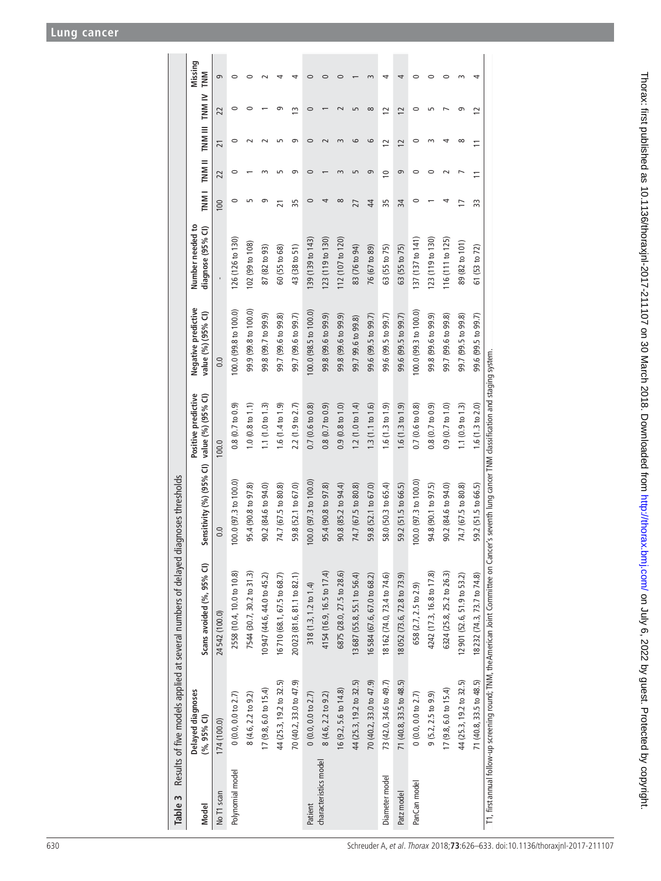Table 3 Results of five models applied at several numbers of delayed diagnoses thresholds

| Model | Delayed diagnoses (%, 95% CI) | Scans avoided (%, 95% CI) | Sensitivity (%) (95% CI) | Positive predictive value (%) (95% CI) | Negative predictive value (%) (95% CI) | Number needed to diagnose (95% CI) | TNM I | TNM II | TNM III | TNM IV | Missing TNM |
|---|---|---|---|---|---|---|---|---|---|---|---|
| No T1 scan | 174 (100.0) | 24 542 (100.0) | 0.0 | 100.0 | 0.0 | - | 100 | 22 | 21 | 22 | 9 |
| Polynomial model | 0 (0.0, 0.0 to 2.7) | 2558 (10.4, 10.0 to 10.8) | 100.0 (97.3 to 100.0) | 0.8 (0.7 to 0.9) | 100.0 (99.8 to 100.0) | 126 (126 to 130) | 0 | 0 | 0 | 0 | 0 |
| | 8 (4.6, 2.2 to 9.2) | 7544 (30.7, 30.2 to 31.3) | 95.4 (90.8 to 97.8) | 1.0 (0.8 to 1.1) | 99.9 (99.8 to 100.0) | 102 (99 to 108) | 5 | 1 | 2 | 0 | 0 |
| | 17 (9.8, 6.0 to 15.4) | 10 947 (44.6, 44.0 to 45.2) | 90.2 (84.6 to 94.0) | 1.1 (1.0 to 1.3) | 99.8 (99.7 to 99.9) | 87 (82 to 93) | 9 | 3 | 2 | 1 | 2 |
| | 44 (25.3, 19.2 to 32.5) | 16 710 (68.1, 67.5 to 68.7) | 74.7 (67.5 to 80.8) | 1.6 (1.4 to 1.9) | 99.7 (99.6 to 99.8) | 60 (55 to 68) | 21 | 5 | 5 | 9 | 4 |
| | 70 (40.2, 33.0 to 47.9) | 20 023 (81.6, 81.1 to 82.1) | 59.8 (52.1 to 67.0) | 2.2 (1.9 to 2.7) | 99.7 (99.6 to 99.7) | 43 (38 to 51) | 35 | 9 | 9 | 13 | 4 |
| Patient characteristics model | 0 (0.0, 0.0 to 2.7) | 318 (1.3, 1.2 to 1.4) | 100.0 (97.3 to 100.0) | 0.7 (0.6 to 0.8) | 100.0 (98.5 to 100.0) | 139 (139 to 143) | 0 | 0 | 0 | 0 | 0 |
| | 8 (4.6, 2.2 to 9.2) | 4154 (16.9, 16.5 to 17.4) | 95.4 (90.8 to 97.8) | 0.8 (0.7 to 0.9) | 99.8 (99.6 to 99.9) | 123 (119 to 130) | 4 | 1 | 2 | 1 | 0 |
| | 16 (9.2, 5.6 to 14.8) | 6875 (28.0, 27.5 to 28.6) | 90.8 (85.2 to 94.4) | 0.9 (0.8 to 1.0) | 99.8 (99.6 to 99.9) | 112 (107 to 120) | 8 | 3 | 3 | 2 | 0 |
| | 44 (25.3, 19.2 to 32.5) | 13 687 (55.8, 55.1 to 56.4) | 74.7 (67.5 to 80.8) | 1.2 (1.0 to 1.4) | 99.7 99.6 to 99.8) | 83 (76 to 94) | 27 | 5 | 6 | 5 | 1 |
| | 70 (40.2, 33.0 to 47.9) | 16 584 (67.6, 67.0 to 68.2) | 59.8 (52.1 to 67.0) | 1.3 (1.1 to 1.6) | 99.6 (99.5 to 99.7) | 76 (67 to 89) | 44 | 9 | 6 | 8 | 3 |
| Diameter model | 73 (42.0, 34.6 to 49.7) | 18 162 (74.0, 73.4 to 74.6) | 58.0 (50.3 to 65.4) | 1.6 (1.3 to 1.9) | 99.6 (99.5 to 99.7) | 63 (55 to 75) | 35 | 10 | 12 | 12 | 4 |
| Patz model | 71 (40.8, 33.5 to 48.5) | 18 052 (73.6, 72.8 to 73.9) | 59.2 (51.5 to 66.5) | 1.6 (1.3 to 1.9) | 99.6 (99.5 to 99.7) | 63 (55 to 75) | 34 | 9 | 12 | 12 | 4 |
| PanCan model | 0 (0.0, 0.0 to 2.7) | 658 (2.7, 2.5 to 2.9) | 100.0 (97.3 to 100.0) | 0.7 (0.6 to 0.8) | 100.0 (99.3 to 100.0) | 137 (137 to 141) | 0 | 0 | 0 | 0 | 0 |
| | 9 (5.2, 2.5 to 9.9) | 4242 (17.3, 16.8 to 17.8) | 94.8 (90.1 to 97.5) | 0.8 (0.7 to 0.9) | 99.8 (99.6 to 99.9) | 123 (119 to 130) | 1 | 0 | 3 | 5 | 0 |
| | 17 (9.8, 6.0 to 15.4) | 6324 (25.8, 25.2 to 26.3) | 90.2 (84.6 to 94.0) | 0.9 (0.7 to 1.0) | 99.7 (99.6 to 99.8) | 116 (111 to 125) | 4 | 2 | 4 | 7 | 0 |
| | 44 (25.3, 19.2 to 32.5) | 12 901 (52.6, 51.9 to 53.2) | 74.7 (67.5 to 80.8) | 1.1 (0.9 to 1.3) | 99.7 (99.5 to 99.8) | 89 (82 to 101) | 17 | 7 | 8 | 9 | 3 |
| | 71 (40.8, 33.5 to 48.5) | 18 232 (74.3, 73.7 to 74.8) | 59.2 (51.5 to 66.5) | 1.6 (1.3 to 2.0) | 99.6 (99.5 to 99.7) | 61 (53 to 72) | 33 | 11 | 11 | 12 | 4 |

T1, first annual follow-up screening round; TNM, theAmerican Joint Committee on Cancer's seventh lung cancer TNM classification and staging system.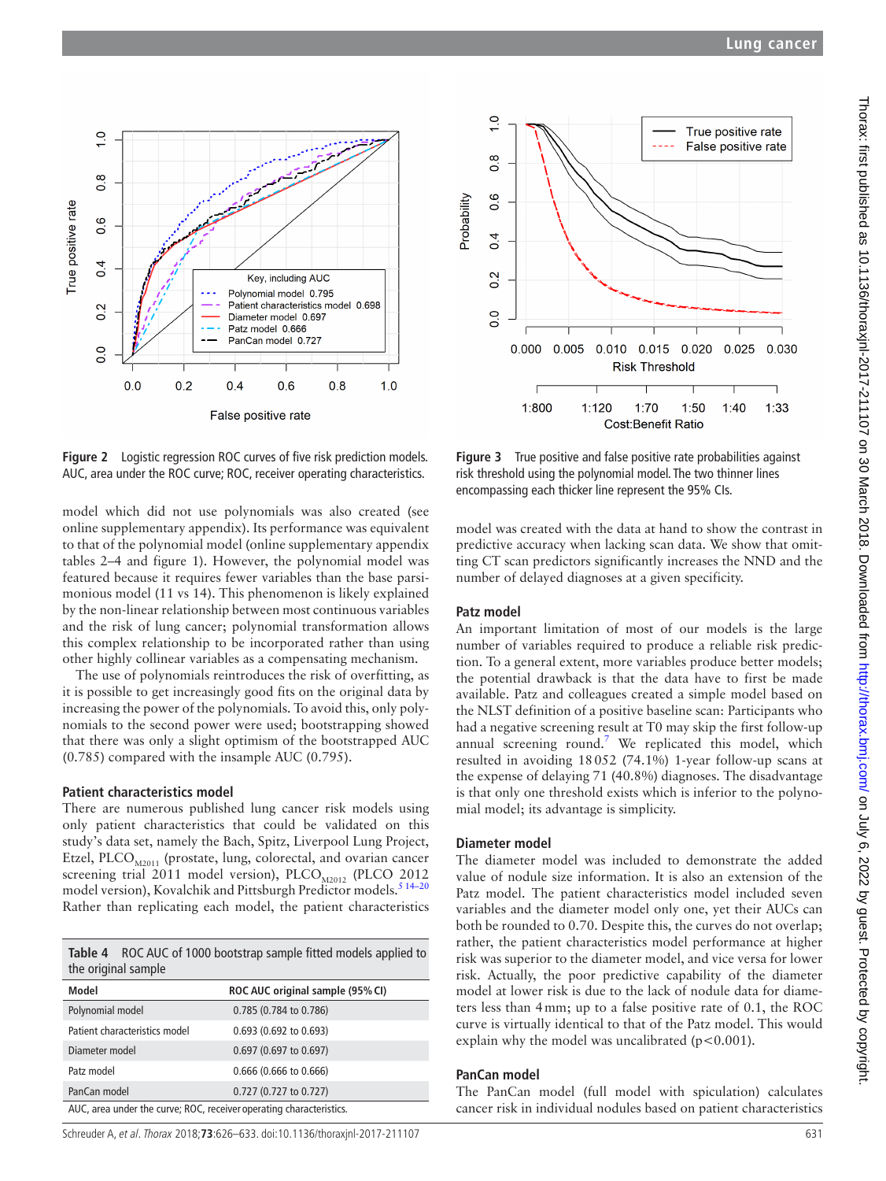Figure 2 Logistic regression ROC curves of five risk prediction models. AUC, area under the ROC curve; ROC, receiver operating characteristics.

Figure 3 True positive and false positive rate probabilities against risk threshold using the polynomial model. The two thinner lines encompassing each thicker line represent the 95% CIs.

model which did not use polynomials was also created (see online supplementary appendix). Its performance was equivalent to that of the polynomial model (online supplementary appendix tables 2–4 and figure 1). However, the polynomial model was featured because it requires fewer variables than the base parsimonious model (11 vs 14). This phenomenon is likely explained by the non-linear relationship between most continuous variables and the risk of lung cancer; polynomial transformation allows this complex relationship to be incorporated rather than using other highly collinear variables as a compensating mechanism.

The use of polynomials reintroduces the risk of overfitting, as it is possible to get increasingly good fits on the original data by increasing the power of the polynomials. To avoid this, only polynomials to the second power were used; bootstrapping showed that there was only a slight optimism of the bootstrapped AUC (0.785) compared with the insample AUC (0.795).

### Patient characteristics model

There are numerous published lung cancer risk models using only patient characteristics that could be validated on this study's data set, namely the Bach, Spitz, Liverpool Lung Project, Etzel, $PLCO_{M2011}$ (prostate, lung, colorectal, and ovarian cancer screening trial 2011 model version), $PLCO_{M2012}$ (PLCO 2012 model version), Kovalchik and Pittsburgh Predictor models.[5 14–20] Rather than replicating each model, the patient characteristics model was created with the data at hand to show the contrast in predictive accuracy when lacking scan data. We show that omitting CT scan predictors significantly increases the NND and the number of delayed diagnoses at a given specificity.

Table 4 ROC AUC of 1000 bootstrap sample fitted models applied to the original sample

| Model | ROC AUC original sample (95% CI) |
|---|---|
| Polynomial model | 0.785 (0.784 to 0.786) |
| Patient characteristics model | 0.693 (0.692 to 0.693) |
| Diameter model | 0.697 (0.697 to 0.697) |
| Patz model | 0.666 (0.666 to 0.666) |
| PanCan model | 0.727 (0.727 to 0.727) |

AUC, area under the curve; ROC, receiver operating characteristics.

### Patz model

An important limitation of most of our models is the large number of variables required to produce a reliable risk prediction. To a general extent, more variables produce better models; the potential drawback is that the data have to first be made available. Patz and colleagues created a simple model based on the NLST definition of a positive baseline scan: Participants who had a negative screening result at T0 may skip the first follow-up annual screening round.[7] We replicated this model, which resulted in avoiding 18 052 (74.1%) 1-year follow-up scans at the expense of delaying 71 (40.8%) diagnoses. The disadvantage is that only one threshold exists which is inferior to the polynomial model; its advantage is simplicity.

### Diameter model

The diameter model was included to demonstrate the added value of nodule size information. It is also an extension of the Patz model. The patient characteristics model included seven variables and the diameter model only one, yet their AUCs can both be rounded to 0.70. Despite this, the curves do not overlap; rather, the patient characteristics model performance at higher risk was superior to the diameter model, and vice versa for lower risk. Actually, the poor predictive capability of the diameter model at lower risk is due to the lack of nodule data for diameters less than 4 mm; up to a false positive rate of 0.1, the ROC curve is virtually identical to that of the Patz model. This would explain why the model was uncalibrated ($p<0.001$).

### PanCan model

The PanCan model (full model with spiculation) calculates cancer risk in individual nodules based on patient characteristics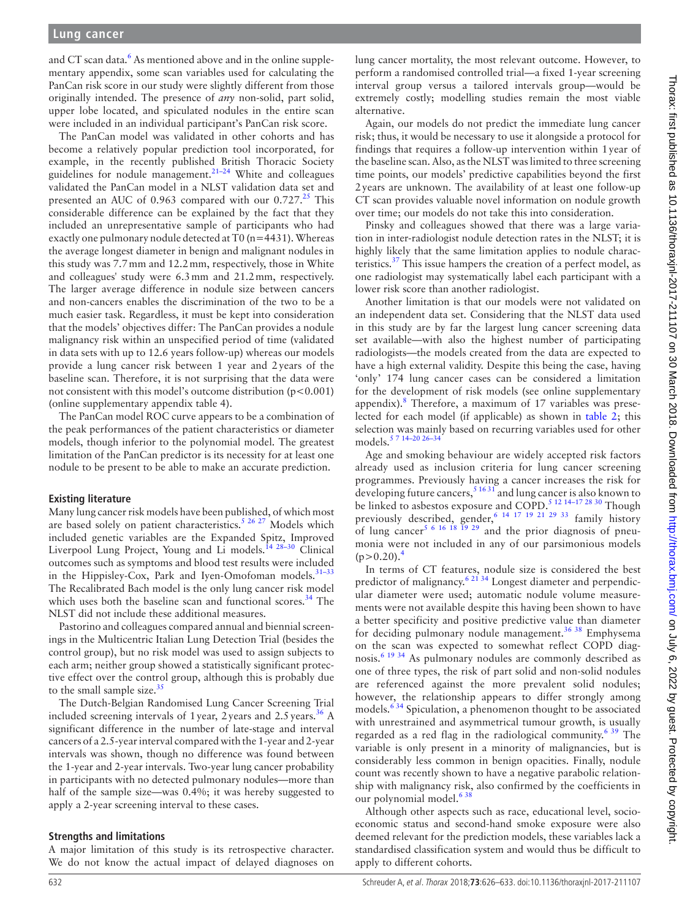and CT scan data.[6] As mentioned above and in the online supplementary appendix, some scan variables used for calculating the PanCan risk score in our study were slightly different from those originally intended. The presence of *any* non-solid, part solid, upper lobe located, and spiculated nodules in the entire scan were included in an individual participant's PanCan risk score.

The PanCan model was validated in other cohorts and has become a relatively popular prediction tool incorporated, for example, in the recently published British Thoracic Society guidelines for nodule management.[21–24] White and colleagues validated the PanCan model in a NLST validation data set and presented an AUC of 0.963 compared with our 0.727.[25] This considerable difference can be explained by the fact that they included an unrepresentative sample of participants who had exactly one pulmonary nodule detected at T0 (n=4431). Whereas the average longest diameter in benign and malignant nodules in this study was 7.7 mm and 12.2 mm, respectively, those in White and colleagues' study were 6.3 mm and 21.2 mm, respectively. The larger average difference in nodule size between cancers and non-cancers enables the discrimination of the two to be a much easier task. Regardless, it must be kept into consideration that the models' objectives differ: The PanCan provides a nodule malignancy risk within an unspecified period of time (validated in data sets with up to 12.6 years follow-up) whereas our models provide a lung cancer risk between 1 year and 2 years of the baseline scan. Therefore, it is not surprising that the data were not consistent with this model's outcome distribution ($p<0.001$) (online supplementary appendix table 4).

The PanCan model ROC curve appears to be a combination of the peak performances of the patient characteristics or diameter models, though inferior to the polynomial model. The greatest limitation of the PanCan predictor is its necessity for at least one nodule to be present to be able to make an accurate prediction.

## Existing literature

Many lung cancer risk models have been published, of which most are based solely on patient characteristics.[5 26 27] Models which included genetic variables are the Expanded Spitz, Improved Liverpool Lung Project, Young and Li models.[14 28–30] Clinical outcomes such as symptoms and blood test results were included in the Hippisley-Cox, Park and Iyen-Omofoman models.[31–33] The Recalibrated Bach model is the only lung cancer risk model which uses both the baseline scan and functional scores.[34] The NLST did not include these additional measures.

Pastorino and colleagues compared annual and biennial screenings in the Multicentric Italian Lung Detection Trial (besides the control group), but no risk model was used to assign subjects to each arm; neither group showed a statistically significant protective effect over the control group, although this is probably due to the small sample size.[35]

The Dutch-Belgian Randomised Lung Cancer Screening Trial included screening intervals of 1 year, 2 years and 2.5 years.[36] A significant difference in the number of late-stage and interval cancers of a 2.5-year interval compared with the 1-year and 2-year intervals was shown, though no difference was found between the 1-year and 2-year intervals. Two-year lung cancer probability in participants with no detected pulmonary nodules—more than half of the sample size—was 0.4%; it was hereby suggested to apply a 2-year screening interval to these cases.

## Strengths and limitations

A major limitation of this study is its retrospective character. We do not know the actual impact of delayed diagnoses on lung cancer mortality, the most relevant outcome. However, to perform a randomised controlled trial—a fixed 1-year screening interval group versus a tailored intervals group—would be extremely costly; modelling studies remain the most viable alternative.

Again, our models do not predict the immediate lung cancer risk; thus, it would be necessary to use it alongside a protocol for findings that requires a follow-up intervention within 1 year of the baseline scan. Also, as the NLST was limited to three screening time points, our models' predictive capabilities beyond the first 2 years are unknown. The availability of at least one follow-up CT scan provides valuable novel information on nodule growth over time; our models do not take this into consideration.

Pinsky and colleagues showed that there was a large variation in inter-radiologist nodule detection rates in the NLST; it is highly likely that the same limitation applies to nodule characteristics.[37] This issue hampers the creation of a perfect model, as one radiologist may systematically label each participant with a lower risk score than another radiologist.

Another limitation is that our models were not validated on an independent data set. Considering that the NLST data used in this study are by far the largest lung cancer screening data set available—with also the highest number of participating radiologists—the models created from the data are expected to have a high external validity. Despite this being the case, having 'only' 174 lung cancer cases can be considered a limitation for the development of risk models (see online supplementary appendix).[8] Therefore, a maximum of 17 variables was preselected for each model (if applicable) as shown in table 2; this selection was mainly based on recurring variables used for other models.[5 7 14–20 26–34]

Age and smoking behaviour are widely accepted risk factors already used as inclusion criteria for lung cancer screening programmes. Previously having a cancer increases the risk for developing future cancers,[5 16 31] and lung cancer is also known to be linked to asbestos exposure and COPD.[5 12 14–17 28 30] Though previously described, gender,[6 14 17 19 21 29 33] family history of lung cancer[5 6 16 18 19 29] and the prior diagnosis of pneumonia were not included in any of our parsimonious models ($p>0.20$).[4]

In terms of CT features, nodule size is considered the best predictor of malignancy.[6 21 34] Longest diameter and perpendicular diameter were used; automatic nodule volume measurements were not available despite this having been shown to have a better specificity and positive predictive value than diameter for deciding pulmonary nodule management.[36 38] Emphysema on the scan was expected to somewhat reflect COPD diagnosis.[6 19 34] As pulmonary nodules are commonly described as one of three types, the risk of part solid and non-solid nodules are referenced against the more prevalent solid nodules; however, the relationship appears to differ strongly among models.[6 34] Spiculation, a phenomenon thought to be associated with unrestrained and asymmetrical tumour growth, is usually regarded as a red flag in the radiological community.[6 39] The variable is only present in a minority of malignancies, but is considerably less common in benign opacities. Finally, nodule count was recently shown to have a negative parabolic relationship with malignancy risk, also confirmed by the coefficients in our polynomial model.[6 38]

Although other aspects such as race, educational level, socioeconomic status and second-hand smoke exposure were also deemed relevant for the prediction models, these variables lack a standardised classification system and would thus be difficult to apply to different cohorts.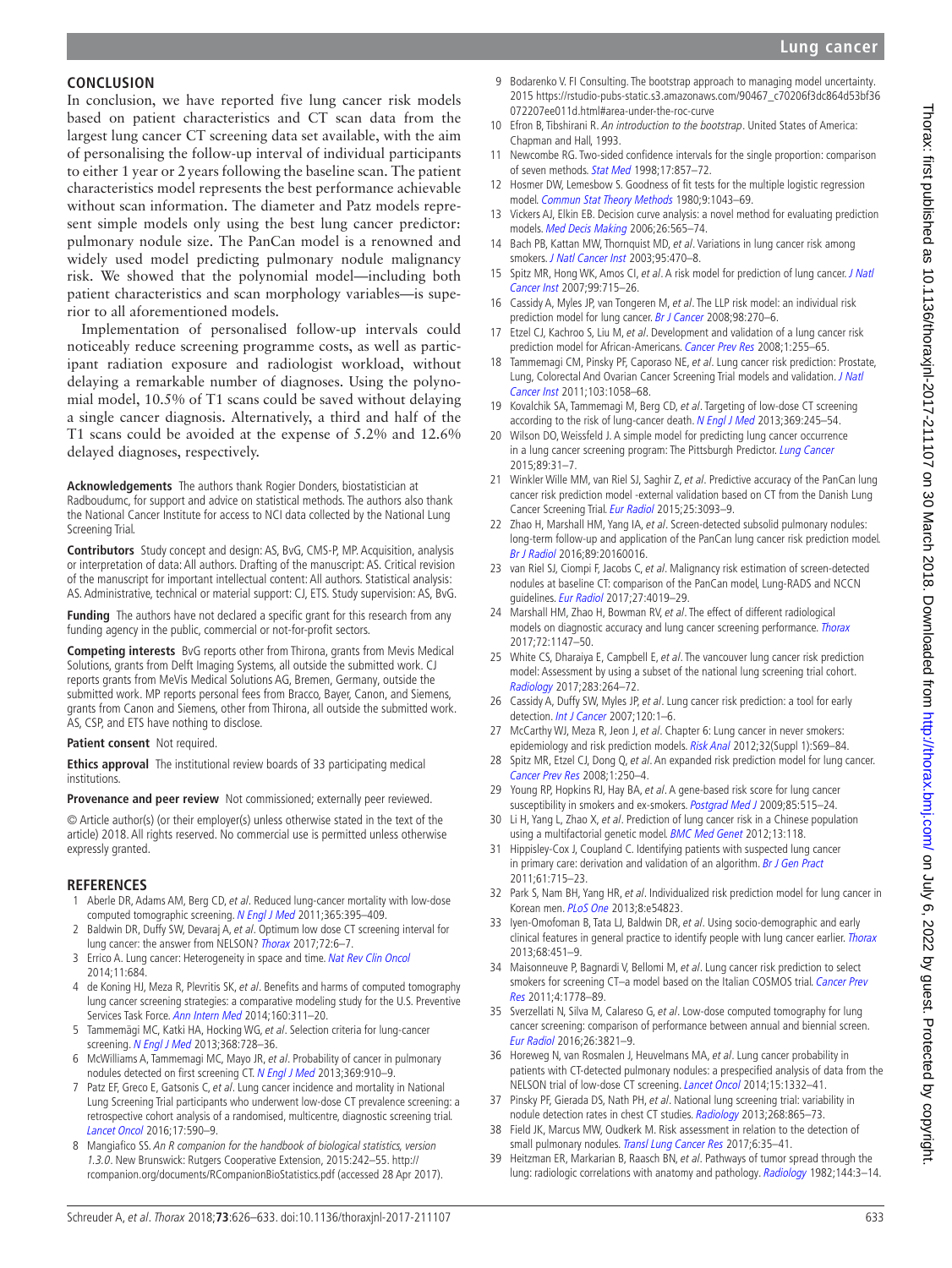## CONCLUSION

In conclusion, we have reported five lung cancer risk models based on patient characteristics and CT scan data from the largest lung cancer CT screening data set available, with the aim of personalising the follow-up interval of individual participants to either 1 year or 2 years following the baseline scan. The patient characteristics model represents the best performance achievable without scan information. The diameter and Patz models represent simple models only using the best lung cancer predictor: pulmonary nodule size. The PanCan model is a renowned and widely used model predicting pulmonary nodule malignancy risk. We showed that the polynomial model—including both patient characteristics and scan morphology variables—is superior to all aforementioned models.

Implementation of personalised follow-up intervals could noticeably reduce screening programme costs, as well as participant radiation exposure and radiologist workload, without delaying a remarkable number of diagnoses. Using the polynomial model, 10.5% of T1 scans could be saved without delaying a single cancer diagnosis. Alternatively, a third and half of the T1 scans could be avoided at the expense of 5.2% and 12.6% delayed diagnoses, respectively.

**Acknowledgements** The authors thank Rogier Donders, biostatistician at Radboudumc, for support and advice on statistical methods. The authors also thank the National Cancer Institute for access to NCI data collected by the National Lung Screening Trial.

**Contributors** Study concept and design: AS, BvG, CMS-P, MP. Acquisition, analysis or interpretation of data: All authors. Drafting of the manuscript: AS. Critical revision of the manuscript for important intellectual content: All authors. Statistical analysis: AS. Administrative, technical or material support: CJ, ETS. Study supervision: AS, BvG.

**Funding** The authors have not declared a specific grant for this research from any funding agency in the public, commercial or not-for-profit sectors.

**Competing interests** BvG reports other from Thirona, grants from Mevis Medical Solutions, grants from Delft Imaging Systems, all outside the submitted work. CJ reports grants from MeVis Medical Solutions AG, Bremen, Germany, outside the submitted work. MP reports personal fees from Bracco, Bayer, Canon, and Siemens, grants from Canon and Siemens, other from Thirona, all outside the submitted work. AS, CSP, and ETS have nothing to disclose.

**Patient consent** Not required.

**Ethics approval** The institutional review boards of 33 participating medical institutions.

**Provenance and peer review** Not commissioned; externally peer reviewed.

© Article author(s) (or their employer(s) unless otherwise stated in the text of the article) 2018. All rights reserved. No commercial use is permitted unless otherwise expressly granted.

## REFERENCES

1. Aberle DR, Adams AM, Berg CD, *et al*. Reduced lung-cancer mortality with low-dose computed tomographic screening. *N Engl J Med* 2011;365:395–409.
2. Baldwin DR, Duffy SW, Devaraj A, *et al*. Optimum low dose CT screening interval for lung cancer: the answer from NELSON? *Thorax* 2017;72:6–7.
3. Errico A. Lung cancer: Heterogeneity in space and time. *Nat Rev Clin Oncol* 2014;11:684.
4. de Koning HJ, Meza R, Plevritis SK, *et al*. Benefits and harms of computed tomography lung cancer screening strategies: a comparative modeling study for the U.S. Preventive Services Task Force. *Ann Intern Med* 2014;160:311–20.
5. Tammemägi MC, Katki HA, Hocking WG, *et al*. Selection criteria for lung-cancer screening. *N Engl J Med* 2013;368:728–36.
6. McWilliams A, Tammemagi MC, Mayo JR, *et al*. Probability of cancer in pulmonary nodules detected on first screening CT. *N Engl J Med* 2013;369:910–9.
7. Patz EF, Greco E, Gatsonis C, *et al*. Lung cancer incidence and mortality in National Lung Screening Trial participants who underwent low-dose CT prevalence screening: a retrospective cohort analysis of a randomised, multicentre, diagnostic screening trial. *Lancet Oncol* 2016;17:590–9.
8. Mangiafico SS. *An R companion for the handbook of biological statistics, version 1.3.0*. New Brunswick: Rutgers Cooperative Extension, 2015:242–55. http://rcompanion.org/documents/RCompanionBioStatistics.pdf (accessed 28 Apr 2017).
9. Bodarenko V. FI Consulting. The bootstrap approach to managing model uncertainty. 2015 https://rstudio-pubs-static.s3.amazonaws.com/90467_c70206f3dc864d53bf36072207ee011d.html#area-under-the-roc-curve
10. Efron B, Tibshirani R. *An introduction to the bootstrap*. United States of America: Chapman and Hall, 1993.
11. Newcombe RG. Two-sided confidence intervals for the single proportion: comparison of seven methods. *Stat Med* 1998;17:857–72.
12. Hosmer DW, Lemesbow S. Goodness of fit tests for the multiple logistic regression model. *Commun Stat Theory Methods* 1980;9:1043–69.
13. Vickers AJ, Elkin EB. Decision curve analysis: a novel method for evaluating prediction models. *Med Decis Making* 2006;26:565–74.
14. Bach PB, Kattan MW, Thornquist MD, *et al*. Variations in lung cancer risk among smokers. *J Natl Cancer Inst* 2003;95:470–8.
15. Spitz MR, Hong WK, Amos CI, *et al*. A risk model for prediction of lung cancer. *J Natl Cancer Inst* 2007;99:715–26.
16. Cassidy A, Myles JP, van Tongeren M, *et al*. The LLP risk model: an individual risk prediction model for lung cancer. *Br J Cancer* 2008;98:270–6.
17. Etzel CJ, Kachroo S, Liu M, *et al*. Development and validation of a lung cancer risk prediction model for African-Americans. *Cancer Prev Res* 2008;1:255–65.
18. Tammemagi CM, Pinsky PF, Caporaso NE, *et al*. Lung cancer risk prediction: Prostate, Lung, Colorectal And Ovarian Cancer Screening Trial models and validation. *J Natl Cancer Inst* 2011;103:1058–68.
19. Kovalchik SA, Tammemagi M, Berg CD, *et al*. Targeting of low-dose CT screening according to the risk of lung-cancer death. *N Engl J Med* 2013;369:245–54.
20. Wilson DO, Weissfeld J. A simple model for predicting lung cancer occurrence in a lung cancer screening program: The Pittsburgh Predictor. *Lung Cancer* 2015;89:31–7.
21. Winkler Wille MM, van Riel SJ, Saghir Z, *et al*. Predictive accuracy of the PanCan lung cancer risk prediction model -external validation based on CT from the Danish Lung Cancer Screening Trial. *Eur Radiol* 2015;25:3093–9.
22. Zhao H, Marshall HM, Yang IA, *et al*. Screen-detected subsolid pulmonary nodules: long-term follow-up and application of the PanCan lung cancer risk prediction model. *Br J Radiol* 2016;89:20160016.
23. van Riel SJ, Ciompi F, Jacobs C, *et al*. Malignancy risk estimation of screen-detected nodules at baseline CT: comparison of the PanCan model, Lung-RADS and NCCN guidelines. *Eur Radiol* 2017;27:4019–29.
24. Marshall HM, Zhao H, Bowman RV, *et al*. The effect of different radiological models on diagnostic accuracy and lung cancer screening performance. *Thorax* 2017;72:1147–50.
25. White CS, Dharaiya E, Campbell E, *et al*. The vancouver lung cancer risk prediction model: Assessment by using a subset of the national lung screening trial cohort. *Radiology* 2017;283:264–72.
26. Cassidy A, Duffy SW, Myles JP, *et al*. Lung cancer risk prediction: a tool for early detection. *Int J Cancer* 2007;120:1–6.
27. McCarthy WJ, Meza R, Jeon J, *et al*. Chapter 6: Lung cancer in never smokers: epidemiology and risk prediction models. *Risk Anal* 2012;32(Suppl 1):S69–84.
28. Spitz MR, Etzel CJ, Dong Q, *et al*. An expanded risk prediction model for lung cancer. *Cancer Prev Res* 2008;1:250–4.
29. Young RP, Hopkins RJ, Hay BA, *et al*. A gene-based risk score for lung cancer susceptibility in smokers and ex-smokers. *Postgrad Med J* 2009;85:515–24.
30. Li H, Yang L, Zhao X, *et al*. Prediction of lung cancer risk in a Chinese population using a multifactorial genetic model. *BMC Med Genet* 2012;13:118.
31. Hippisley-Cox J, Coupland C. Identifying patients with suspected lung cancer in primary care: derivation and validation of an algorithm. *Br J Gen Pract* 2011;61:715–23.
32. Park S, Nam BH, Yang HR, *et al*. Individualized risk prediction model for lung cancer in Korean men. *PLoS One* 2013;8:e54823.
33. Iyen-Omofoman B, Tata LJ, Baldwin DR, *et al*. Using socio-demographic and early clinical features in general practice to identify people with lung cancer earlier. *Thorax* 2013;68:451–9.
34. Maisonneuve P, Bagnardi V, Bellomi M, *et al*. Lung cancer risk prediction to select smokers for screening CT–a model based on the Italian COSMOS trial. *Cancer Prev Res* 2011;4:1778–89.
35. Sverzellati N, Silva M, Calareso G, *et al*. Low-dose computed tomography for lung cancer screening: comparison of performance between annual and biennial screen. *Eur Radiol* 2016;26:3821–9.
36. Horeweg N, van Rosmalen J, Heuvelmans MA, *et al*. Lung cancer probability in patients with CT-detected pulmonary nodules: a prespecified analysis of data from the NELSON trial of low-dose CT screening. *Lancet Oncol* 2014;15:1332–41.
37. Pinsky PF, Gierada DS, Nath PH, *et al*. National lung screening trial: variability in nodule detection rates in chest CT studies. *Radiology* 2013;268:865–73.
38. Field JK, Marcus MW, Oudkerk M. Risk assessment in relation to the detection of small pulmonary nodules. *Transl Lung Cancer Res* 2017;6:35–41.
39. Heitzman ER, Markarian B, Raasch BN, *et al*. Pathways of tumor spread through the lung: radiologic correlations with anatomy and pathology. *Radiology* 1982;144:3–14.